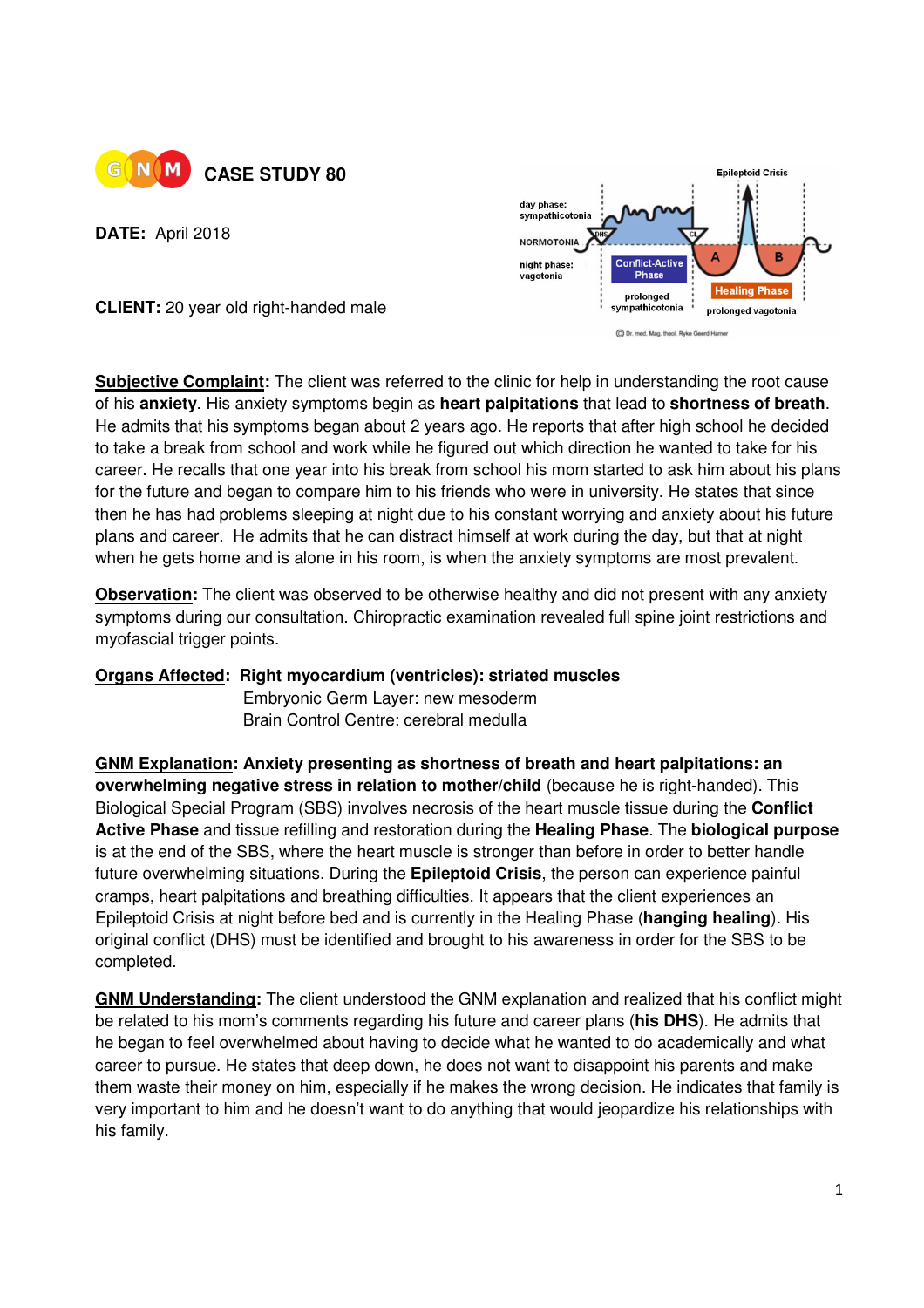GNM **CASE STUDY 80**

**DATE:** April 2018

**CLIENT:** 20 year old right-handed male

**Subjective Complaint:** The client was referred to the clinic for help in understanding the root cause of his **anxiety**. His anxiety symptoms begin as **heart palpitations** that lead to **shortness of breath**. He admits that his symptoms began about 2 years ago. He reports that after high school he decided to take a break from school and work while he figured out which direction he wanted to take for his career. He recalls that one year into his break from school his mom started to ask him about his plans for the future and began to compare him to his friends who were in university. He states that since then he has had problems sleeping at night due to his constant worrying and anxiety about his future plans and career. He admits that he can distract himself at work during the day, but that at night when he gets home and is alone in his room, is when the anxiety symptoms are most prevalent.

**Observation:** The client was observed to be otherwise healthy and did not present with any anxiety symptoms during our consultation. Chiropractic examination revealed full spine joint restrictions and myofascial trigger points.

**Organs Affected: Right myocardium (ventricles): striated muscles**
Embryonic Germ Layer: new mesoderm
Brain Control Centre: cerebral medulla

**GNM Explanation: Anxiety presenting as shortness of breath and heart palpitations: an overwhelming negative stress in relation to mother/child** (because he is right-handed). This Biological Special Program (SBS) involves necrosis of the heart muscle tissue during the **Conflict Active Phase** and tissue refilling and restoration during the **Healing Phase**. The **biological purpose** is at the end of the SBS, where the heart muscle is stronger than before in order to better handle future overwhelming situations. During the **Epileptoid Crisis**, the person can experience painful cramps, heart palpitations and breathing difficulties. It appears that the client experiences an Epileptoid Crisis at night before bed and is currently in the Healing Phase (**hanging healing**). His original conflict (DHS) must be identified and brought to his awareness in order for the SBS to be completed.

**GNM Understanding:** The client understood the GNM explanation and realized that his conflict might be related to his mom's comments regarding his future and career plans (**his DHS**). He admits that he began to feel overwhelmed about having to decide what he wanted to do academically and what career to pursue. He states that deep down, he does not want to disappoint his parents and make them waste their money on him, especially if he makes the wrong decision. He indicates that family is very important to him and he doesn't want to do anything that would jeopardize his relationships with his family.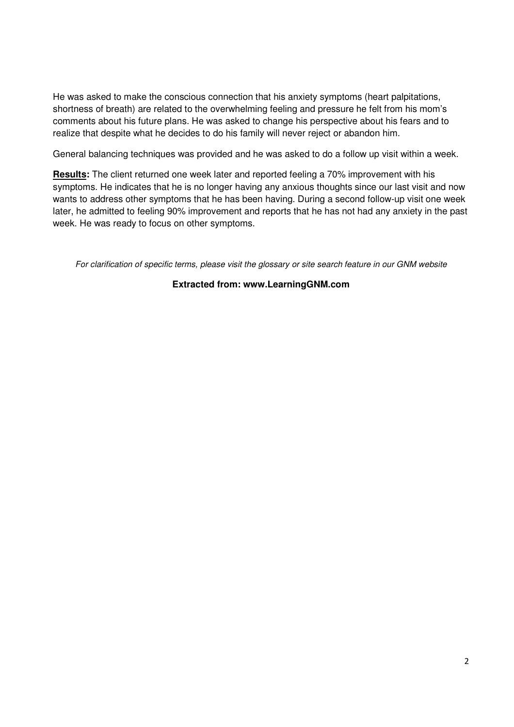He was asked to make the conscious connection that his anxiety symptoms (heart palpitations, shortness of breath) are related to the overwhelming feeling and pressure he felt from his mom's comments about his future plans. He was asked to change his perspective about his fears and to realize that despite what he decides to do his family will never reject or abandon him.

General balancing techniques was provided and he was asked to do a follow up visit within a week.

**Results:** The client returned one week later and reported feeling a 70% improvement with his symptoms. He indicates that he is no longer having any anxious thoughts since our last visit and now wants to address other symptoms that he has been having. During a second follow-up visit one week later, he admitted to feeling 90% improvement and reports that he has not had any anxiety in the past week. He was ready to focus on other symptoms.

*For clarification of specific terms, please visit the glossary or site search feature in our GNM website*

**Extracted from: www.LearningGNM.com**